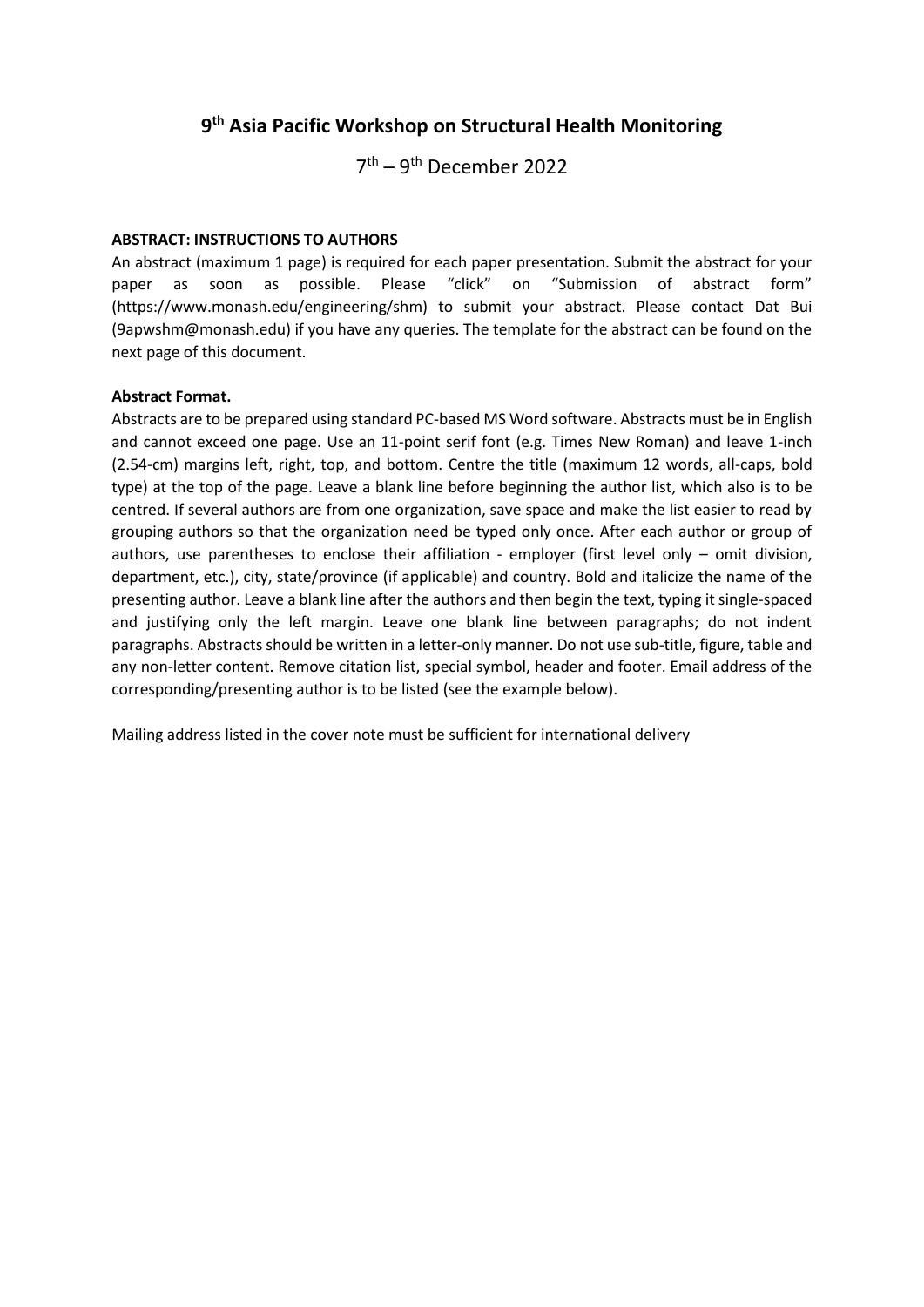# 9th Asia Pacific Workshop on Structural Health Monitoring

7th – 9th December 2022

**ABSTRACT: INSTRUCTIONS TO AUTHORS**

An abstract (maximum 1 page) is required for each paper presentation. Submit the abstract for your paper as soon as possible. Please "click" on "Submission of abstract form" (https://www.monash.edu/engineering/shm) to submit your abstract. Please contact Dat Bui (9apwshm@monash.edu) if you have any queries. The template for the abstract can be found on the next page of this document.

**Abstract Format.**

Abstracts are to be prepared using standard PC-based MS Word software. Abstracts must be in English and cannot exceed one page. Use an 11-point serif font (e.g. Times New Roman) and leave 1-inch (2.54-cm) margins left, right, top, and bottom. Centre the title (maximum 12 words, all-caps, bold type) at the top of the page. Leave a blank line before beginning the author list, which also is to be centred. If several authors are from one organization, save space and make the list easier to read by grouping authors so that the organization need be typed only once. After each author or group of authors, use parentheses to enclose their affiliation - employer (first level only – omit division, department, etc.), city, state/province (if applicable) and country. Bold and italicize the name of the presenting author. Leave a blank line after the authors and then begin the text, typing it single-spaced and justifying only the left margin. Leave one blank line between paragraphs; do not indent paragraphs. Abstracts should be written in a letter-only manner. Do not use sub-title, figure, table and any non-letter content. Remove citation list, special symbol, header and footer. Email address of the corresponding/presenting author is to be listed (see the example below).

Mailing address listed in the cover note must be sufficient for international delivery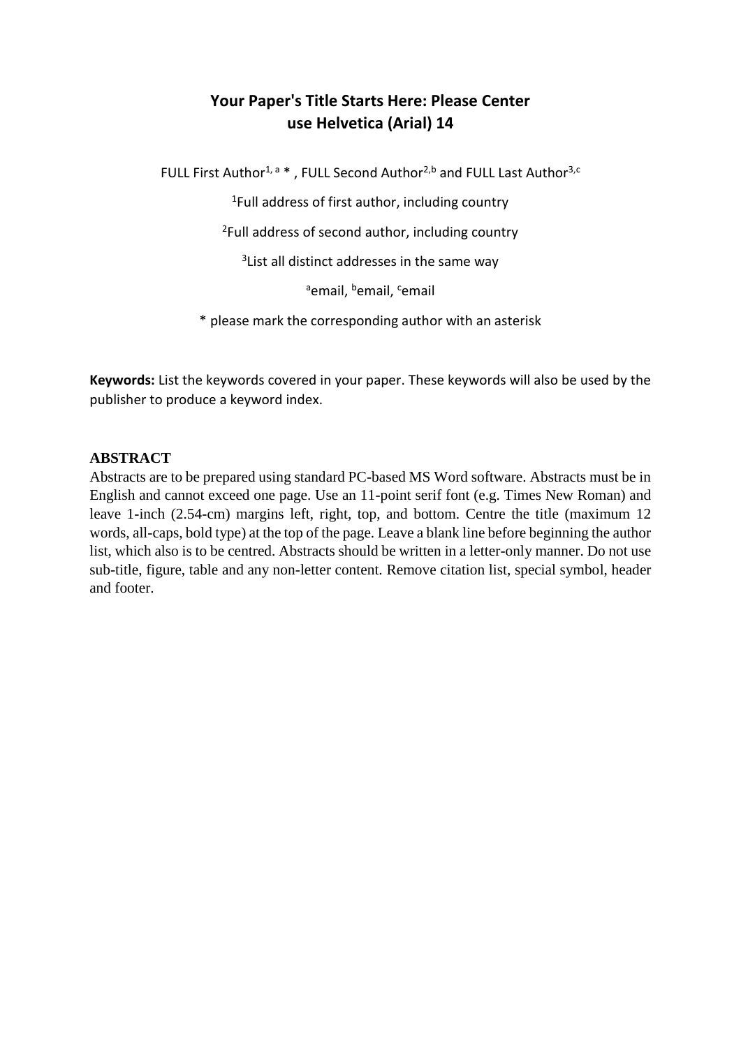# Your Paper's Title Starts Here: Please Center use Helvetica (Arial) 14

FULL First Author[1, a] * , FULL Second Author[2,b] and FULL Last Author[3,c]

[1]Full address of first author, including country

[2]Full address of second author, including country

[3]List all distinct addresses in the same way

[a]email, [b]email, [c]email

* please mark the corresponding author with an asterisk

**Keywords:** List the keywords covered in your paper. These keywords will also be used by the publisher to produce a keyword index.

## ABSTRACT

Abstracts are to be prepared using standard PC-based MS Word software. Abstracts must be in English and cannot exceed one page. Use an 11-point serif font (e.g. Times New Roman) and leave 1-inch (2.54-cm) margins left, right, top, and bottom. Centre the title (maximum 12 words, all-caps, bold type) at the top of the page. Leave a blank line before beginning the author list, which also is to be centred. Abstracts should be written in a letter-only manner. Do not use sub-title, figure, table and any non-letter content. Remove citation list, special symbol, header and footer.